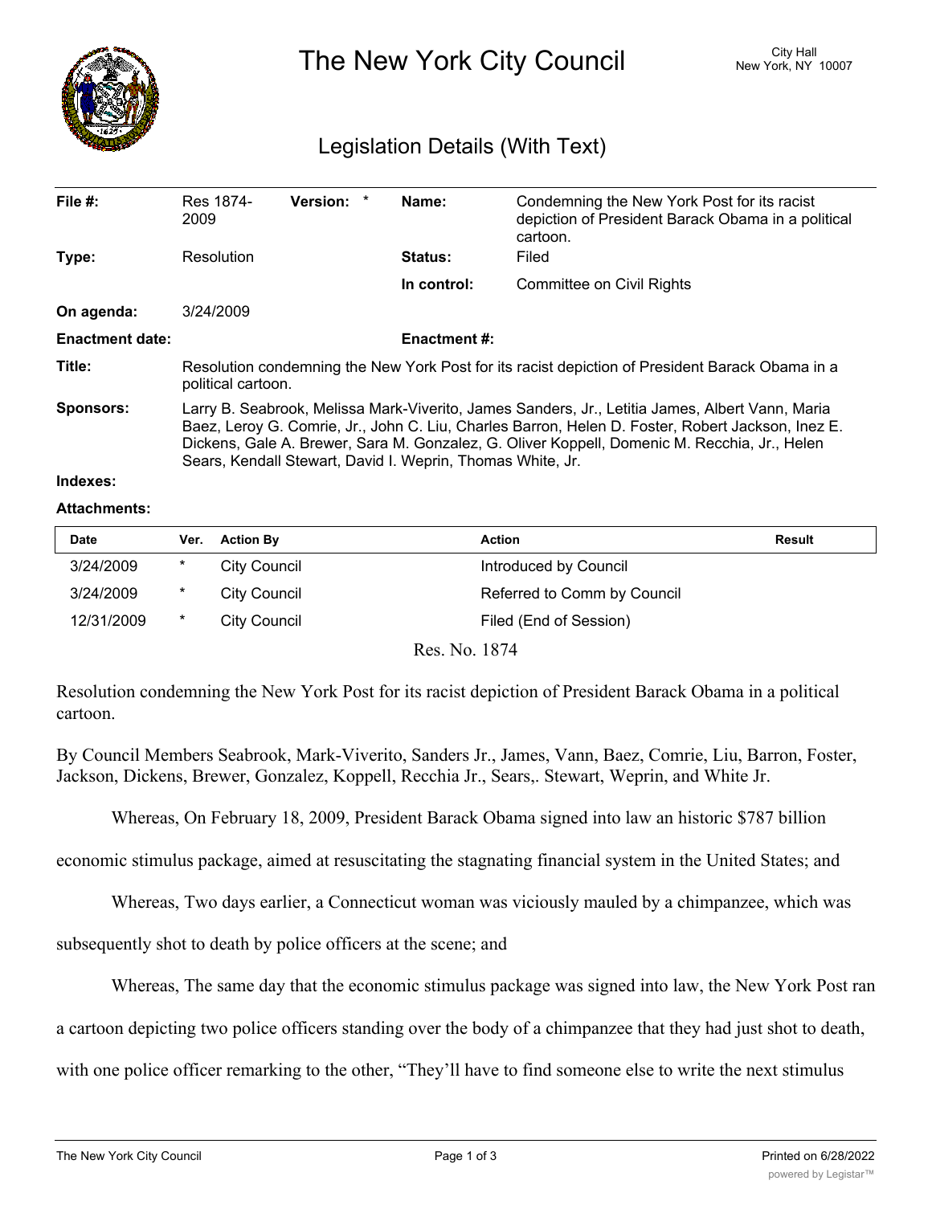# The New York City Council

City Hall
New York, NY 10007

## Legislation Details (With Text)

| | | | |
|---|---|---|---|
| **File #:** | Res 1874-2009 **Version:** * | **Name:** | Condemning the New York Post for its racist depiction of President Barack Obama in a political cartoon. |
| **Type:** | Resolution | **Status:** | Filed |
| | | **In control:** | Committee on Civil Rights |
| **On agenda:** | 3/24/2009 | | |
| **Enactment date:** | | **Enactment #:** | |

**Title:** Resolution condemning the New York Post for its racist depiction of President Barack Obama in a political cartoon.

**Sponsors:** Larry B. Seabrook, Melissa Mark-Viverito, James Sanders, Jr., Letitia James, Albert Vann, Maria Baez, Leroy G. Comrie, Jr., John C. Liu, Charles Barron, Helen D. Foster, Robert Jackson, Inez E. Dickens, Gale A. Brewer, Sara M. Gonzalez, G. Oliver Koppell, Domenic M. Recchia, Jr., Helen Sears, Kendall Stewart, David I. Weprin, Thomas White, Jr.

**Indexes:**

**Attachments:**

| Date | Ver. | Action By | Action | Result |
|---|---|---|---|---|
| 3/24/2009 | * | City Council | Introduced by Council | |
| 3/24/2009 | * | City Council | Referred to Comm by Council | |
| 12/31/2009 | * | City Council | Filed (End of Session) | |

Res. No. 1874

Resolution condemning the New York Post for its racist depiction of President Barack Obama in a political cartoon.

By Council Members Seabrook, Mark-Viverito, Sanders Jr., James, Vann, Baez, Comrie, Liu, Barron, Foster, Jackson, Dickens, Brewer, Gonzalez, Koppell, Recchia Jr., Sears,. Stewart, Weprin, and White Jr.

Whereas, On February 18, 2009, President Barack Obama signed into law an historic $787 billion economic stimulus package, aimed at resuscitating the stagnating financial system in the United States; and

Whereas, Two days earlier, a Connecticut woman was viciously mauled by a chimpanzee, which was subsequently shot to death by police officers at the scene; and

Whereas, The same day that the economic stimulus package was signed into law, the New York Post ran a cartoon depicting two police officers standing over the body of a chimpanzee that they had just shot to death, with one police officer remarking to the other, “They’ll have to find someone else to write the next stimulus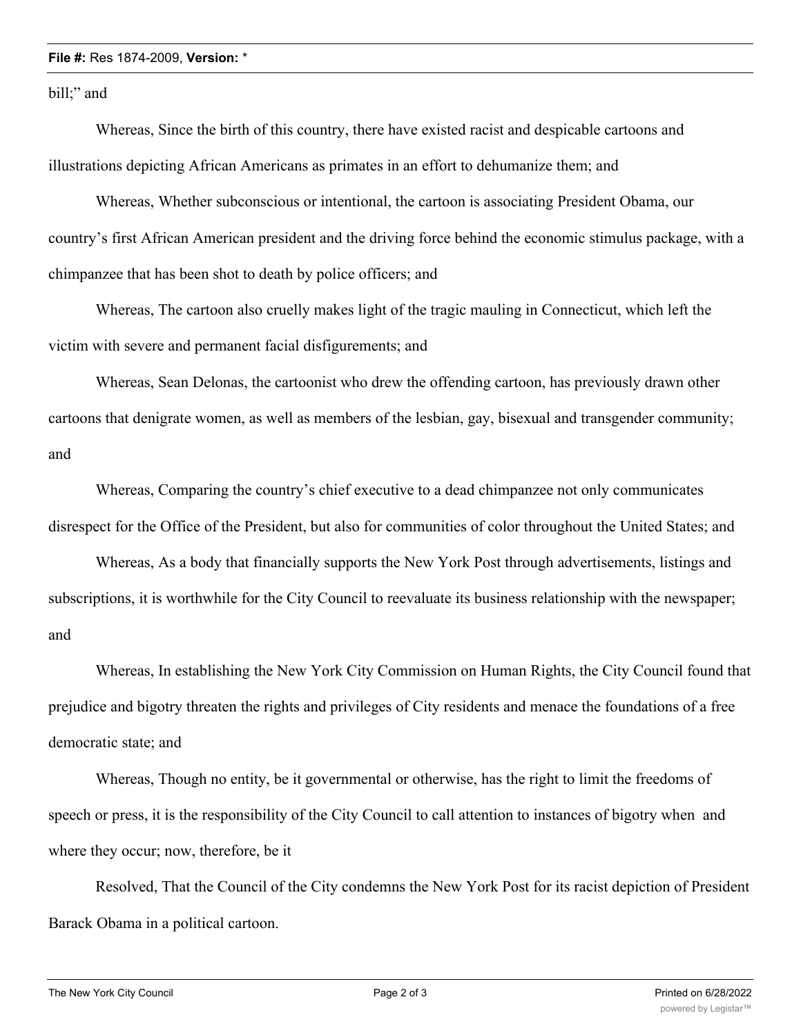bill;" and

Whereas, Since the birth of this country, there have existed racist and despicable cartoons and illustrations depicting African Americans as primates in an effort to dehumanize them; and

Whereas, Whether subconscious or intentional, the cartoon is associating President Obama, our country's first African American president and the driving force behind the economic stimulus package, with a chimpanzee that has been shot to death by police officers; and

Whereas, The cartoon also cruelly makes light of the tragic mauling in Connecticut, which left the victim with severe and permanent facial disfigurements; and

Whereas, Sean Delonas, the cartoonist who drew the offending cartoon, has previously drawn other cartoons that denigrate women, as well as members of the lesbian, gay, bisexual and transgender community; and

Whereas, Comparing the country's chief executive to a dead chimpanzee not only communicates disrespect for the Office of the President, but also for communities of color throughout the United States; and

Whereas, As a body that financially supports the New York Post through advertisements, listings and subscriptions, it is worthwhile for the City Council to reevaluate its business relationship with the newspaper; and

Whereas, In establishing the New York City Commission on Human Rights, the City Council found that prejudice and bigotry threaten the rights and privileges of City residents and menace the foundations of a free democratic state; and

Whereas, Though no entity, be it governmental or otherwise, has the right to limit the freedoms of speech or press, it is the responsibility of the City Council to call attention to instances of bigotry when and where they occur; now, therefore, be it

Resolved, That the Council of the City condemns the New York Post for its racist depiction of President Barack Obama in a political cartoon.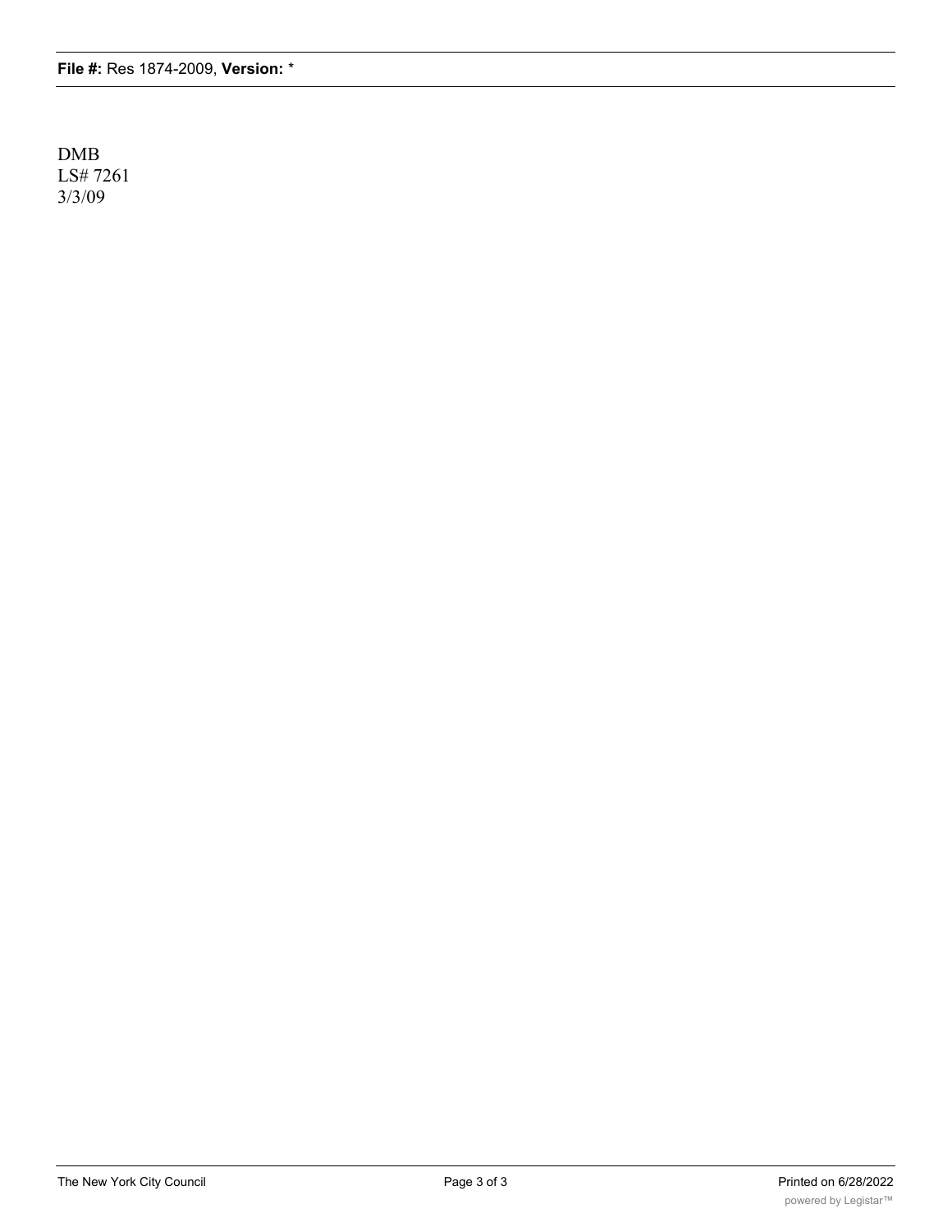DMB
LS# 7261
3/3/09